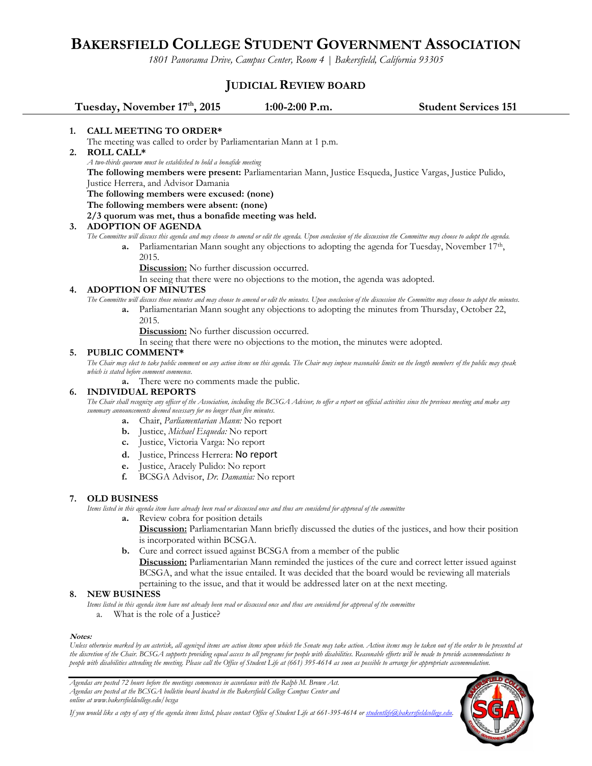# Bakersfield College Student Government Association

*1801 Panorama Drive, Campus Center, Room 4 | Bakersfield, California 93305*

## Judicial Review Board

**Tuesday, November 17th, 2015** **1:00-2:00 P.m.** **Student Services 151**

1. **CALL MEETING TO ORDER***

   The meeting was called to order by Parliamentarian Mann at 1 p.m.

2. **ROLL CALL***

   *A two-thirds quorum must be established to hold a bonafide meeting*

   **The following members were present:** Parliamentarian Mann, Justice Esqueda, Justice Vargas, Justice Pulido, Justice Herrera, and Advisor Damania

   **The following members were excused: (none)**

   **The following members were absent: (none)**

   **2/3 quorum was met, thus a bonafide meeting was held.**

3. **ADOPTION OF AGENDA**

   *The Committee will discuss this agenda and may choose to amend or edit the agenda. Upon conclusion of the discussion the Committee may choose to adopt the agenda.*

   a. Parliamentarian Mann sought any objections to adopting the agenda for Tuesday, November 17th, 2015.

      **Discussion:** No further discussion occurred.

      In seeing that there were no objections to the motion, the agenda was adopted.

4. **ADOPTION OF MINUTES**

   *The Committee will discuss those minutes and may choose to amend or edit the minutes. Upon conclusion of the discussion the Committee may choose to adopt the minutes.*

   a. Parliamentarian Mann sought any objections to adopting the minutes from Thursday, October 22, 2015.

      **Discussion:** No further discussion occurred.

      In seeing that there were no objections to the motion, the minutes were adopted.

5. **PUBLIC COMMENT***

   *The Chair may elect to take public comment on any action items on this agenda. The Chair may impose reasonable limits on the length members of the public may speak which is stated before comment commence.*

   a. There were no comments made the public.

6. **INDIVIDUAL REPORTS**

   *The Chair shall recognize any officer of the Association, including the BCSGA Advisor, to offer a report on official activities since the previous meeting and make any summary announcements deemed necessary for no longer than five minutes.*

   a. Chair, *Parliamentarian Mann:* No report
   b. Justice, *Michael Esqueda:* No report
   c. Justice, Victoria Varga: No report
   d. Justice, Princess Herrera: No report
   e. Justice, Aracely Pulido: No report
   f. BCSGA Advisor, *Dr. Damania:* No report

7. **OLD BUSINESS**

   *Items listed in this agenda item have already been read or discussed once and thus are considered for approval of the committee*

   a. Review cobra for position details

      **Discussion:** Parliamentarian Mann briefly discussed the duties of the justices, and how their position is incorporated within BCSGA.

   b. Cure and correct issued against BCSGA from a member of the public

      **Discussion:** Parliamentarian Mann reminded the justices of the cure and correct letter issued against BCSGA, and what the issue entailed. It was decided that the board would be reviewing all materials pertaining to the issue, and that it would be addressed later on at the next meeting.

8. **NEW BUSINESS**

   *Items listed in this agenda item have not already been read or discussed once and thus are considered for approval of the committee*

   a. What is the role of a Justice?

***Notes:***

*Unless otherwise marked by an asterisk, all agenized items are action items upon which the Senate may take action. Action items may be taken out of the order to be presented at the discretion of the Chair. BCSGA supports providing equal access to all programs for people with disabilities. Reasonable efforts will be made to provide accommodations to people with disabilities attending the meeting. Please call the Office of Student Life at (661) 395-4614 as soon as possible to arrange for appropriate accommodation.*

*Agendas are posted 72 hours before the meetings commences in accordance with the Ralph M. Brown Act.*
*Agendas are posted at the BCSGA bulletin board located in the Bakersfield College Campus Center and online at www.bakersfieldcollege.edu/bcsga*

*If you would like a copy of any of the agenda items listed, please contact Office of Student Life at 661-395-4614 or studentlife@bakersfieldcollege.edu.*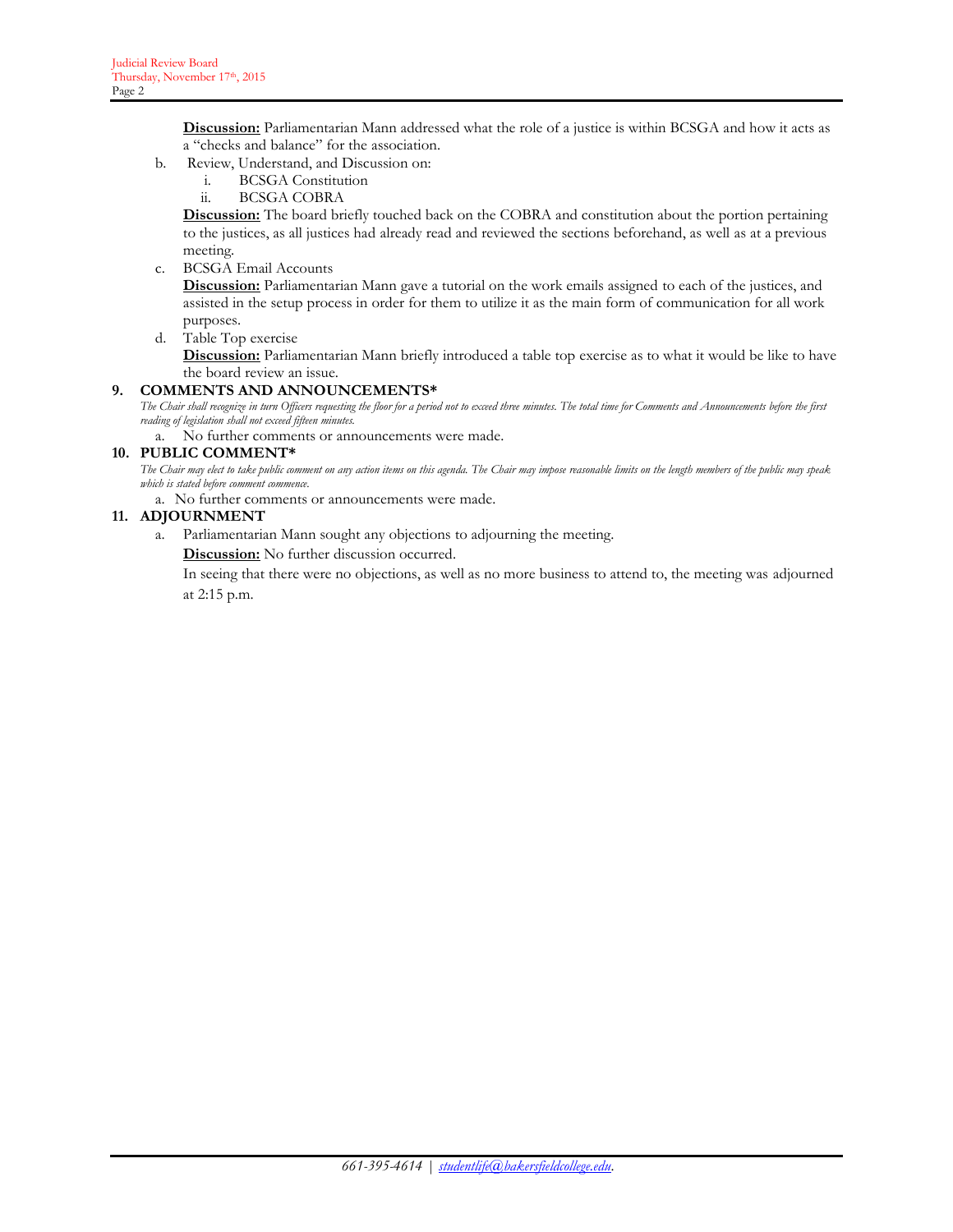**Discussion:** Parliamentarian Mann addressed what the role of a justice is within BCSGA and how it acts as a "checks and balance" for the association.

b. Review, Understand, and Discussion on:
   i. BCSGA Constitution
   ii. BCSGA COBRA

**Discussion:** The board briefly touched back on the COBRA and constitution about the portion pertaining to the justices, as all justices had already read and reviewed the sections beforehand, as well as at a previous meeting.

c. BCSGA Email Accounts

**Discussion:** Parliamentarian Mann gave a tutorial on the work emails assigned to each of the justices, and assisted in the setup process in order for them to utilize it as the main form of communication for all work purposes.

d. Table Top exercise

**Discussion:** Parliamentarian Mann briefly introduced a table top exercise as to what it would be like to have the board review an issue.

## 9. COMMENTS AND ANNOUNCEMENTS*

*The Chair shall recognize in turn Officers requesting the floor for a period not to exceed three minutes. The total time for Comments and Announcements before the first reading of legislation shall not exceed fifteen minutes.*

a. No further comments or announcements were made.

## 10. PUBLIC COMMENT*

*The Chair may elect to take public comment on any action items on this agenda. The Chair may impose reasonable limits on the length members of the public may speak which is stated before comment commence.*

a. No further comments or announcements were made.

## 11. ADJOURNMENT

a. Parliamentarian Mann sought any objections to adjourning the meeting.

**Discussion:** No further discussion occurred.

In seeing that there were no objections, as well as no more business to attend to, the meeting was adjourned at 2:15 p.m.

661-395-4614 | studentlife@bakersfieldcollege.edu.